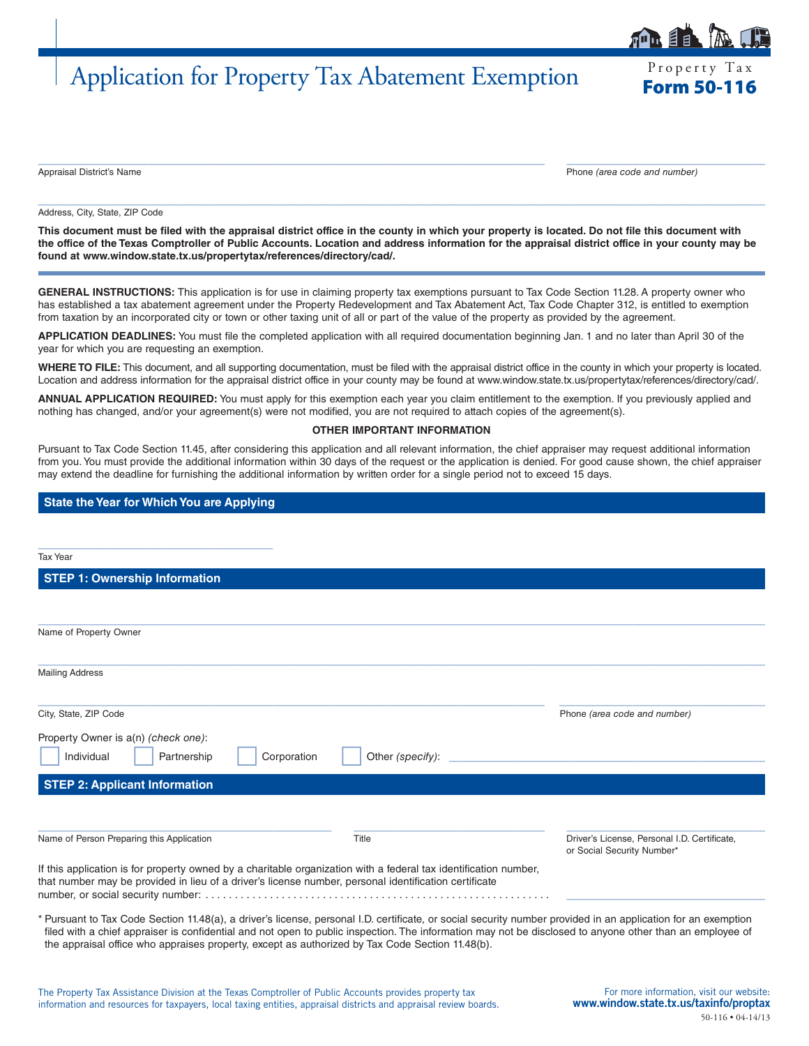# Application for Property Tax Abatement Exemption

Property Tax
**Form 50-116**

Appraisal District's Name

Phone *(area code and number)*

Address, City, State, ZIP Code

**This document must be filed with the appraisal district office in the county in which your property is located. Do not file this document with the office of the Texas Comptroller of Public Accounts. Location and address information for the appraisal district office in your county may be found at www.window.state.tx.us/propertytax/references/directory/cad/.**

**GENERAL INSTRUCTIONS:** This application is for use in claiming property tax exemptions pursuant to Tax Code Section 11.28. A property owner who has established a tax abatement agreement under the Property Redevelopment and Tax Abatement Act, Tax Code Chapter 312, is entitled to exemption from taxation by an incorporated city or town or other taxing unit of all or part of the value of the property as provided by the agreement.

**APPLICATION DEADLINES:** You must file the completed application with all required documentation beginning Jan. 1 and no later than April 30 of the year for which you are requesting an exemption.

**WHERE TO FILE:** This document, and all supporting documentation, must be filed with the appraisal district office in the county in which your property is located. Location and address information for the appraisal district office in your county may be found at www.window.state.tx.us/propertytax/references/directory/cad/.

**ANNUAL APPLICATION REQUIRED:** You must apply for this exemption each year you claim entitlement to the exemption. If you previously applied and nothing has changed, and/or your agreement(s) were not modified, you are not required to attach copies of the agreement(s).

**OTHER IMPORTANT INFORMATION**

Pursuant to Tax Code Section 11.45, after considering this application and all relevant information, the chief appraiser may request additional information from you. You must provide the additional information within 30 days of the request or the application is denied. For good cause shown, the chief appraiser may extend the deadline for furnishing the additional information by written order for a single period not to exceed 15 days.

## State the Year for Which You are Applying

Tax Year

## STEP 1: Ownership Information

Name of Property Owner

Mailing Address

City, State, ZIP Code

Phone *(area code and number)*

Property Owner is a(n) *(check one)*:

☐ Individual ☐ Partnership ☐ Corporation ☐ Other *(specify)*: ____________________

## STEP 2: Applicant Information

Name of Person Preparing this Application

Title

Driver's License, Personal I.D. Certificate, or Social Security Number*

If this application is for property owned by a charitable organization with a federal tax identification number, that number may be provided in lieu of a driver's license number, personal identification certificate number, or social security number: ............................................................

\* Pursuant to Tax Code Section 11.48(a), a driver's license, personal I.D. certificate, or social security number provided in an application for an exemption filed with a chief appraiser is confidential and not open to public inspection. The information may not be disclosed to anyone other than an employee of the appraisal office who appraises property, except as authorized by Tax Code Section 11.48(b).

The Property Tax Assistance Division at the Texas Comptroller of Public Accounts provides property tax information and resources for taxpayers, local taxing entities, appraisal districts and appraisal review boards.

For more information, visit our website: **www.window.state.tx.us/taxinfo/proptax**

50-116 • 04-14/13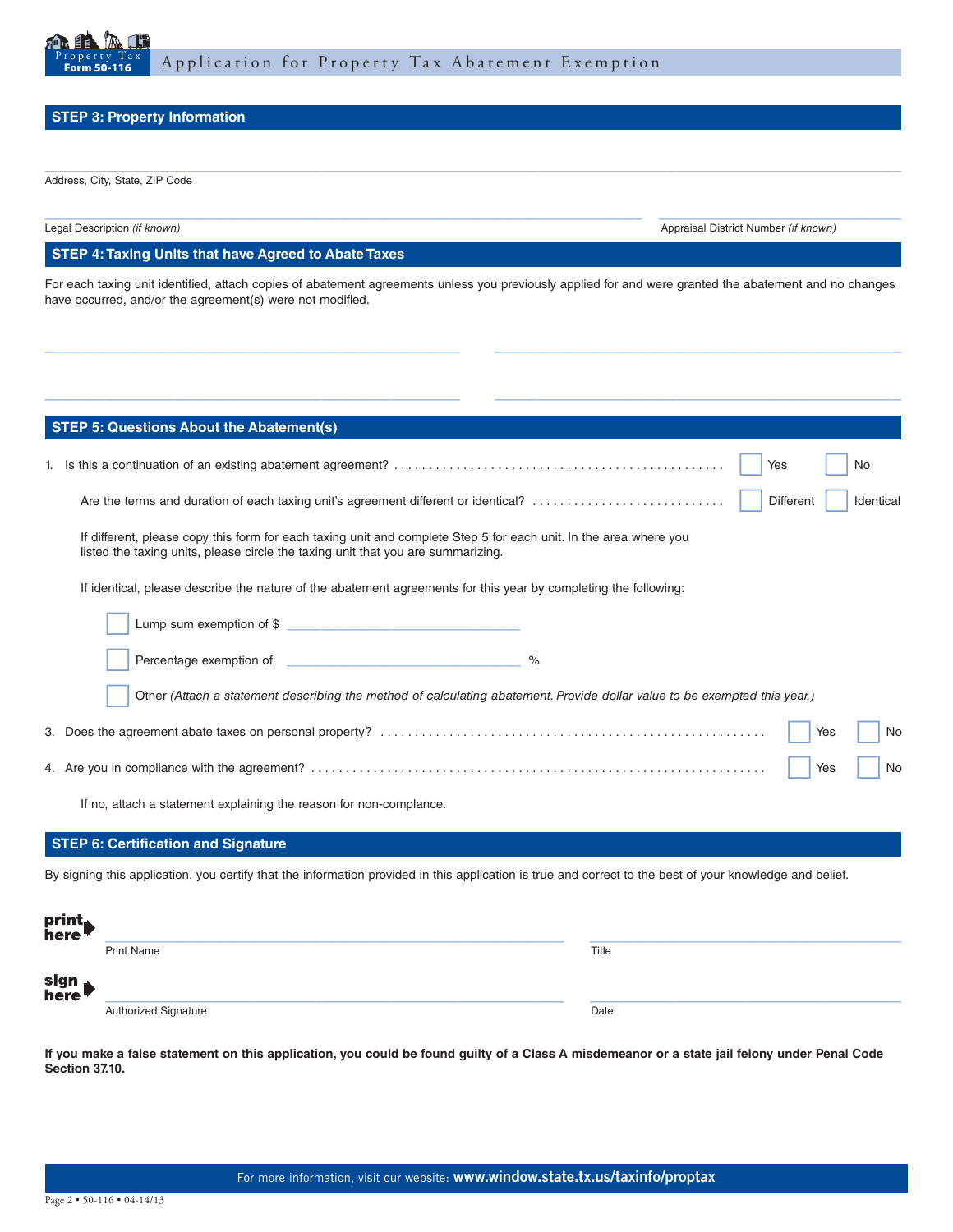## STEP 3: Property Information

Address, City, State, ZIP Code

Legal Description *(if known)*

Appraisal District Number *(if known)*

## STEP 4: Taxing Units that have Agreed to Abate Taxes

For each taxing unit identified, attach copies of abatement agreements unless you previously applied for and were granted the abatement and no changes have occurred, and/or the agreement(s) were not modified.

## STEP 5: Questions About the Abatement(s)

1. Is this a continuation of an existing abatement agreement? . . . . . . . . . . . . . . . . . . . . . . . . . . . . . . . . . . . . . . . . . . . . . . ☐ Yes ☐ No

   Are the terms and duration of each taxing unit's agreement different or identical? . . . . . . . . . . . . . . . . . . . . . . . . . . . ☐ Different ☐ Identical

   If different, please copy this form for each taxing unit and complete Step 5 for each unit. In the area where you listed the taxing units, please circle the taxing unit that you are summarizing.

   If identical, please describe the nature of the abatement agreements for this year by completing the following:

   ☐ Lump sum exemption of $ ______________________

   ☐ Percentage exemption of ______________________ %

   ☐ Other *(Attach a statement describing the method of calculating abatement. Provide dollar value to be exempted this year.)*

3. Does the agreement abate taxes on personal property? . . . . . . . . . . . . . . . . . . . . . . . . . . . . . . . . . . . . . . . . . . . . . . . . ☐ Yes ☐ No

4. Are you in compliance with the agreement? . . . . . . . . . . . . . . . . . . . . . . . . . . . . . . . . . . . . . . . . . . . . . . . . . . . . . . . . . ☐ Yes ☐ No

   If no, attach a statement explaining the reason for non-compliance.

## STEP 6: Certification and Signature

By signing this application, you certify that the information provided in this application is true and correct to the best of your knowledge and belief.

**print here** ______________________ Print Name ______________________ Title

**sign here** ______________________ Authorized Signature ______________________ Date

**If you make a false statement on this application, you could be found guilty of a Class A misdemeanor or a state jail felony under Penal Code Section 37.10.**

For more information, visit our website: **www.window.state.tx.us/taxinfo/proptax**